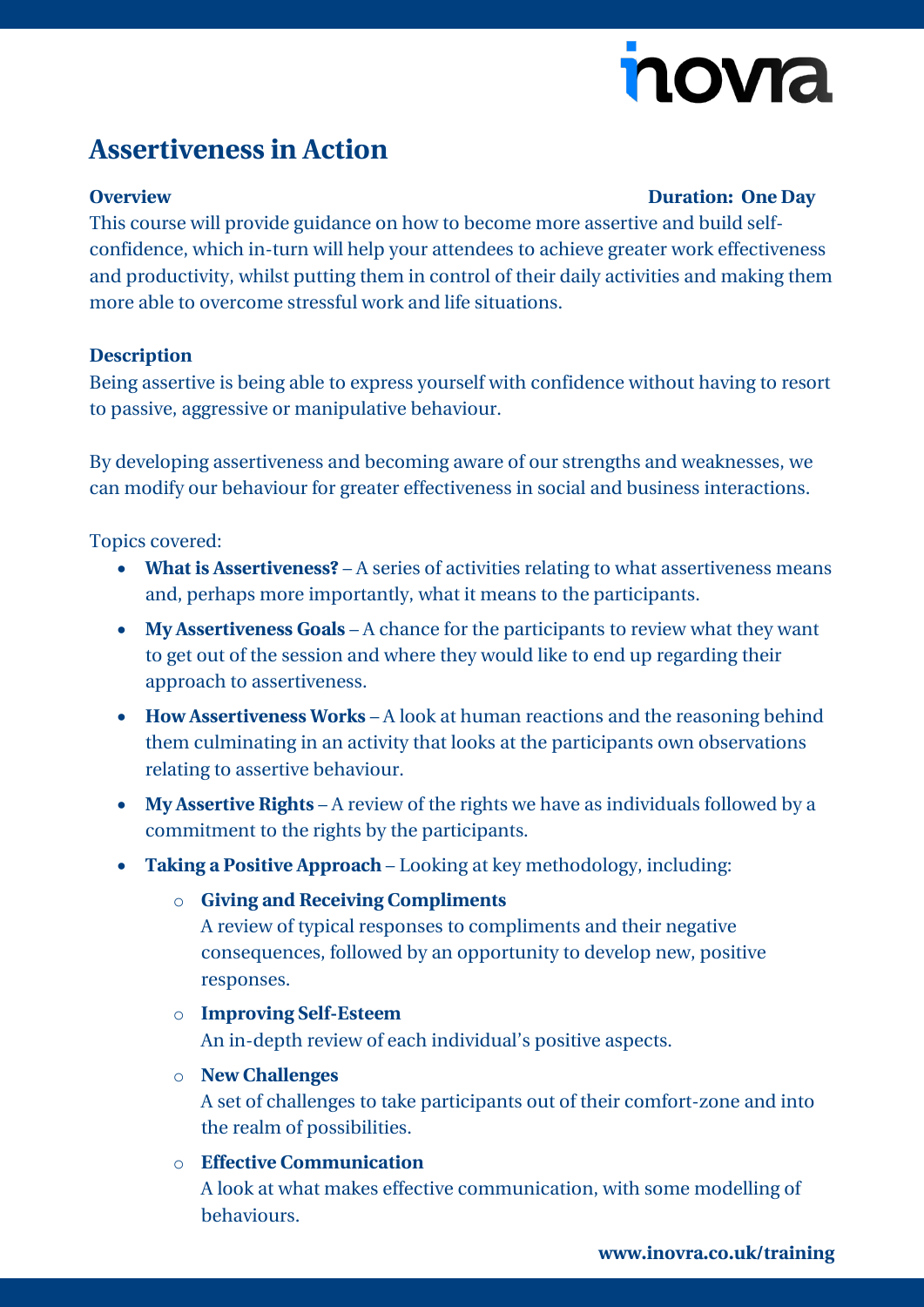# Assertiveness in Action

**Overview** **Duration: One Day**

This course will provide guidance on how to become more assertive and build self-confidence, which in-turn will help your attendees to achieve greater work effectiveness and productivity, whilst putting them in control of their daily activities and making them more able to overcome stressful work and life situations.

**Description**

Being assertive is being able to express yourself with confidence without having to resort to passive, aggressive or manipulative behaviour.

By developing assertiveness and becoming aware of our strengths and weaknesses, we can modify our behaviour for greater effectiveness in social and business interactions.

Topics covered:

- **What is Assertiveness?** – A series of activities relating to what assertiveness means and, perhaps more importantly, what it means to the participants.
- **My Assertiveness Goals** – A chance for the participants to review what they want to get out of the session and where they would like to end up regarding their approach to assertiveness.
- **How Assertiveness Works** – A look at human reactions and the reasoning behind them culminating in an activity that looks at the participants own observations relating to assertive behaviour.
- **My Assertive Rights** – A review of the rights we have as individuals followed by a commitment to the rights by the participants.
- **Taking a Positive Approach** – Looking at key methodology, including:
  - **Giving and Receiving Compliments**
    A review of typical responses to compliments and their negative consequences, followed by an opportunity to develop new, positive responses.
  - **Improving Self-Esteem**
    An in-depth review of each individual's positive aspects.
  - **New Challenges**
    A set of challenges to take participants out of their comfort-zone and into the realm of possibilities.
  - **Effective Communication**
    A look at what makes effective communication, with some modelling of behaviours.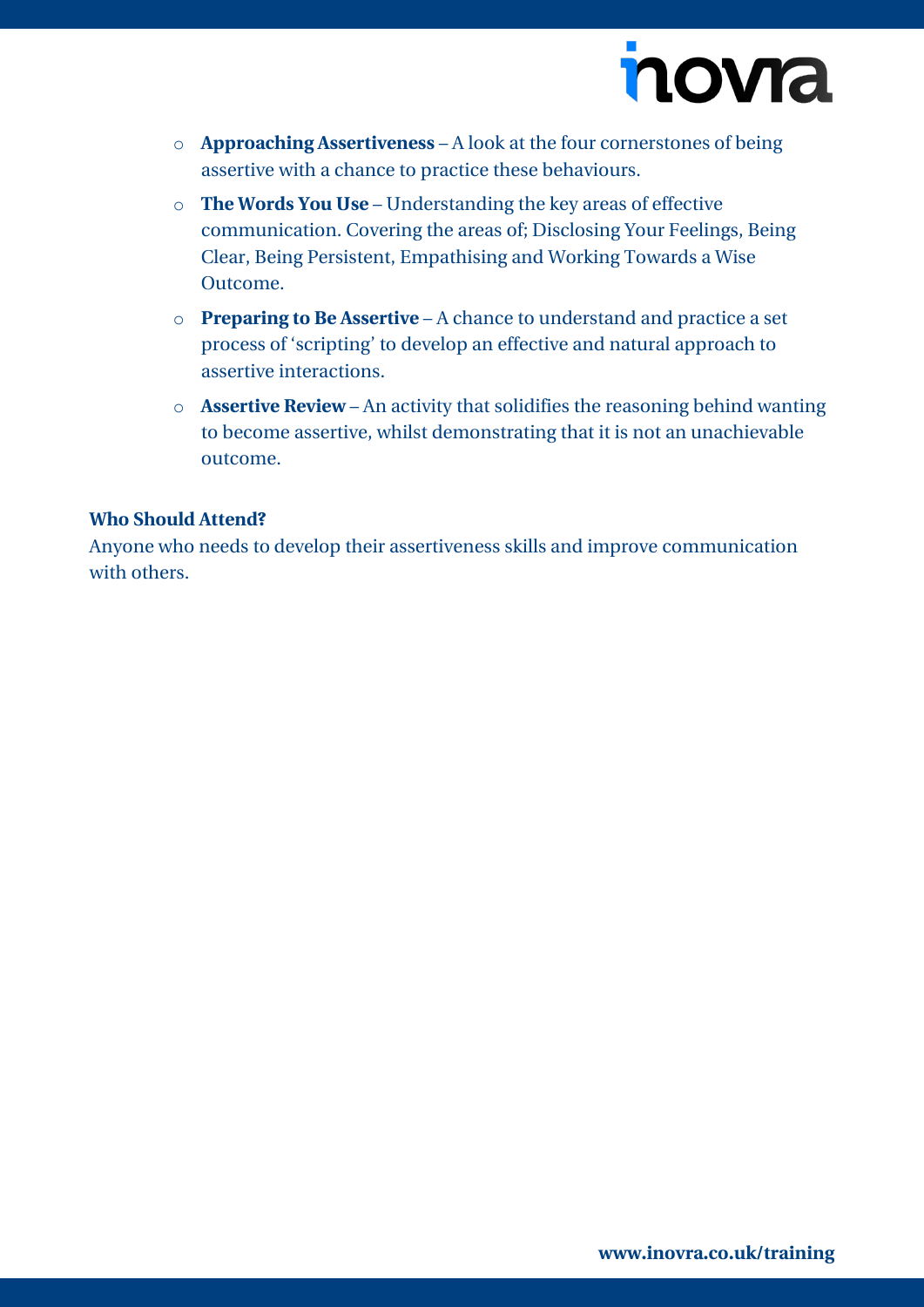- **Approaching Assertiveness** – A look at the four cornerstones of being assertive with a chance to practice these behaviours.
- **The Words You Use** – Understanding the key areas of effective communication. Covering the areas of; Disclosing Your Feelings, Being Clear, Being Persistent, Empathising and Working Towards a Wise Outcome.
- **Preparing to Be Assertive** – A chance to understand and practice a set process of 'scripting' to develop an effective and natural approach to assertive interactions.
- **Assertive Review** – An activity that solidifies the reasoning behind wanting to become assertive, whilst demonstrating that it is not an unachievable outcome.

**Who Should Attend?**

Anyone who needs to develop their assertiveness skills and improve communication with others.

**www.inovra.co.uk/training**